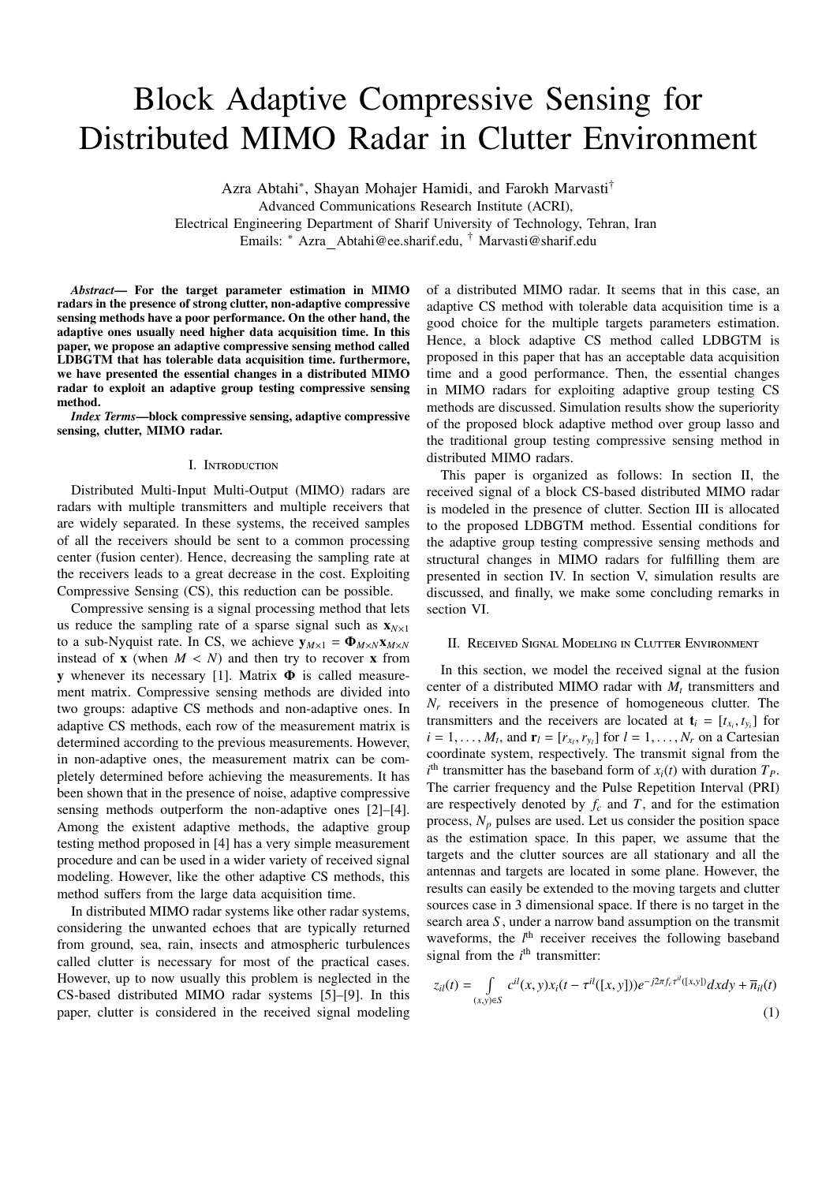# Block Adaptive Compressive Sensing for Distributed MIMO Radar in Clutter Environment

Azra Abtahi[*], Shayan Mohajer Hamidi, and Farokh Marvasti[†]

Advanced Communications Research Institute (ACRI),

Electrical Engineering Department of Sharif University of Technology, Tehran, Iran

Emails: [*] Azra_Abtahi@ee.sharif.edu, [†] Marvasti@sharif.edu

***Abstract*— For the target parameter estimation in MIMO radars in the presence of strong clutter, non-adaptive compressive sensing methods have a poor performance. On the other hand, the adaptive ones usually need higher data acquisition time. In this paper, we propose an adaptive compressive sensing method called LDBGTM that has tolerable data acquisition time. furthermore, we have presented the essential changes in a distributed MIMO radar to exploit an adaptive group testing compressive sensing method.**

***Index Terms*—block compressive sensing, adaptive compressive sensing, clutter, MIMO radar.**

## I. Introduction

Distributed Multi-Input Multi-Output (MIMO) radars are radars with multiple transmitters and multiple receivers that are widely separated. In these systems, the received samples of all the receivers should be sent to a common processing center (fusion center). Hence, decreasing the sampling rate at the receivers leads to a great decrease in the cost. Exploiting Compressive Sensing (CS), this reduction can be possible.

Compressive sensing is a signal processing method that lets us reduce the sampling rate of a sparse signal such as $\mathbf{x}_{N\times 1}$ to a sub-Nyquist rate. In CS, we achieve $\mathbf{y}_{M\times 1} = \mathbf{\Phi}_{M\times N}\mathbf{x}_{M\times N}$ instead of $\mathbf{x}$ (when $M < N$) and then try to recover $\mathbf{x}$ from $\mathbf{y}$ whenever its necessary [1]. Matrix $\mathbf{\Phi}$ is called measurement matrix. Compressive sensing methods are divided into two groups: adaptive CS methods and non-adaptive ones. In adaptive CS methods, each row of the measurement matrix is determined according to the previous measurements. However, in non-adaptive ones, the measurement matrix can be completely determined before achieving the measurements. It has been shown that in the presence of noise, adaptive compressive sensing methods outperform the non-adaptive ones [2]–[4]. Among the existent adaptive methods, the adaptive group testing method proposed in [4] has a very simple measurement procedure and can be used in a wider variety of received signal modeling. However, like the other adaptive CS methods, this method suffers from the large data acquisition time.

In distributed MIMO radar systems like other radar systems, considering the unwanted echoes that are typically returned from ground, sea, rain, insects and atmospheric turbulences called clutter is necessary for most of the practical cases. However, up to now usually this problem is neglected in the CS-based distributed MIMO radar systems [5]–[9]. In this paper, clutter is considered in the received signal modeling of a distributed MIMO radar. It seems that in this case, an adaptive CS method with tolerable data acquisition time is a good choice for the multiple targets parameters estimation. Hence, a block adaptive CS method called LDBGTM is proposed in this paper that has an acceptable data acquisition time and a good performance. Then, the essential changes in MIMO radars for exploiting adaptive group testing CS methods are discussed. Simulation results show the superiority of the proposed block adaptive method over group lasso and the traditional group testing compressive sensing method in distributed MIMO radars.

This paper is organized as follows: In section II, the received signal of a block CS-based distributed MIMO radar is modeled in the presence of clutter. Section III is allocated to the proposed LDBGTM method. Essential conditions for the adaptive group testing compressive sensing methods and structural changes in MIMO radars for fulfilling them are presented in section IV. In section V, simulation results are discussed, and finally, we make some concluding remarks in section VI.

## II. Received Signal Modeling in Clutter Environment

In this section, we model the received signal at the fusion center of a distributed MIMO radar with $M_t$ transmitters and $N_r$ receivers in the presence of homogeneous clutter. The transmitters and the receivers are located at $\mathbf{t}_i = [t_{x_i}, t_{y_i}]$ for $i = 1, \ldots, M_t$, and $\mathbf{r}_l = [r_{x_l}, r_{y_l}]$ for $l = 1, \ldots, N_r$ on a Cartesian coordinate system, respectively. The transmit signal from the $i^{\text{th}}$ transmitter has the baseband form of $x_i(t)$ with duration $T_P$. The carrier frequency and the Pulse Repetition Interval (PRI) are respectively denoted by $f_c$ and $T$, and for the estimation process, $N_p$ pulses are used. Let us consider the position space as the estimation space. In this paper, we assume that the targets and the clutter sources are all stationary and all the antennas and targets are located in some plane. However, the results can easily be extended to the moving targets and clutter sources case in 3 dimensional space. If there is no target in the search area $S$, under a narrow band assumption on the transmit waveforms, the $l^{\text{th}}$ receiver receives the following baseband signal from the $i^{\text{th}}$ transmitter:

$$z_{il}(t) = \int_{(x,y)\in S} c^{il}(x,y)x_i(t-\tau^{il}([x,y]))e^{-j2\pi f_c \tau^{il}([x,y])}dxdy + \overline{n}_{il}(t) \tag{1}$$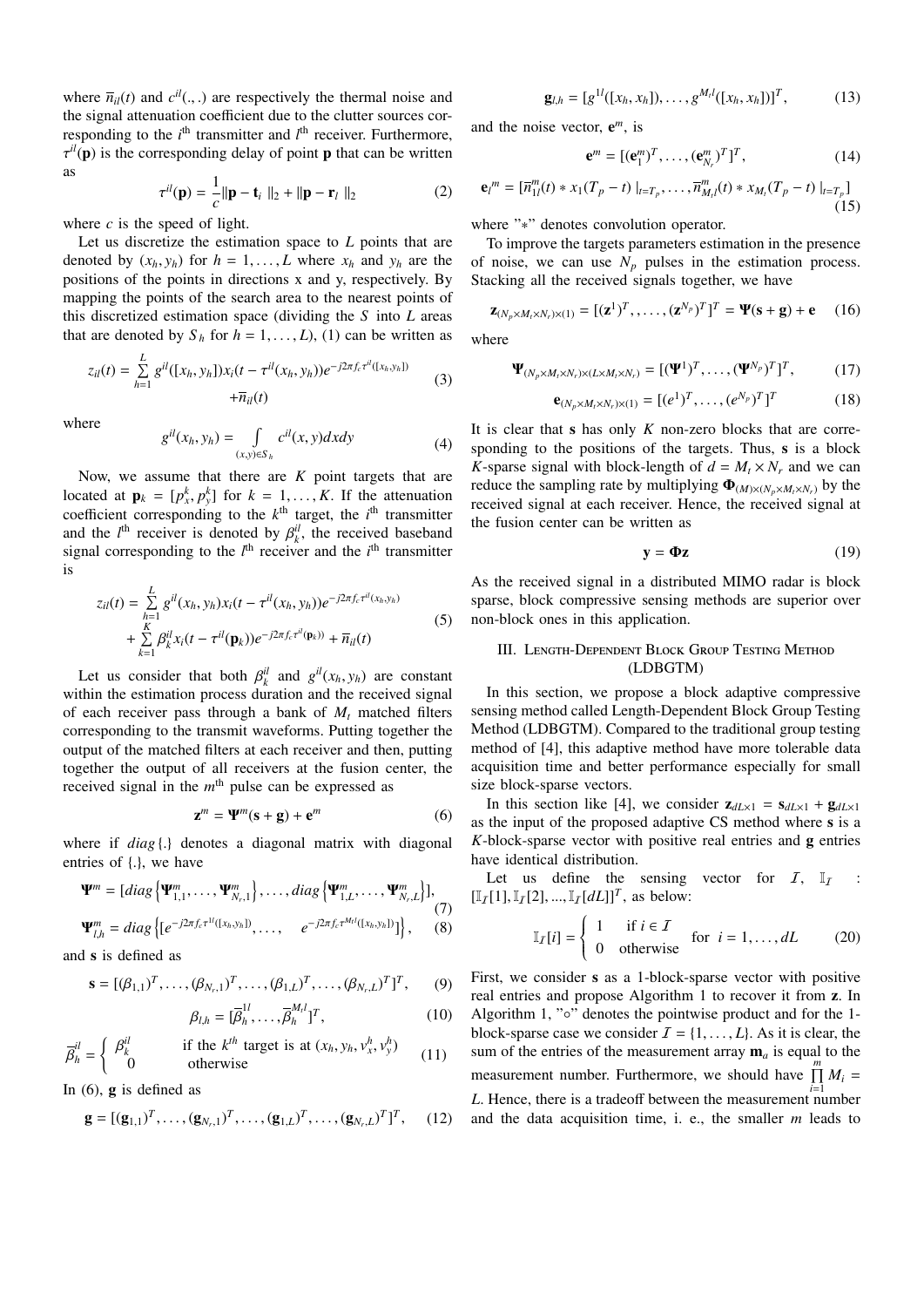where $\overline{n}_{il}(t)$ and $c^{il}(.,.)$ are respectively the thermal noise and the signal attenuation coefficient due to the clutter sources corresponding to the $i^{\text{th}}$ transmitter and $l^{\text{th}}$ receiver. Furthermore, $\tau^{il}(\mathbf{p})$ is the corresponding delay of point $\mathbf{p}$ that can be written as

$$\tau^{il}(\mathbf{p}) = \frac{1}{c}\|\mathbf{p} - \mathbf{t}_i\|_2 + \|\mathbf{p} - \mathbf{r}_l\|_2 \tag{2}$$

where $c$ is the speed of light.

Let us discretize the estimation space to $L$ points that are denoted by $(x_h, y_h)$ for $h = 1, \ldots, L$ where $x_h$ and $y_h$ are the positions of the points in directions x and y, respectively. By mapping the points of the search area to the nearest points of this discretized estimation space (dividing the $S$ into $L$ areas that are denoted by $S_h$ for $h = 1, \ldots, L$), (1) can be written as

$$z_{il}(t) = \sum_{h=1}^{L} g^{il}([x_h, y_h])x_i(t - \tau^{il}(x_h, y_h))e^{-j2\pi f_c \tau^{il}([x_h, y_h])} + \overline{n}_{il}(t) \tag{3}$$

where

$$g^{il}(x_h, y_h) = \int_{(x,y)\in S_h} c^{il}(x, y)dxdy \tag{4}$$

Now, we assume that there are $K$ point targets that are located at $\mathbf{p}_k = [p_x^k, p_y^k]$ for $k = 1, \ldots, K$. If the attenuation coefficient corresponding to the $k^{\text{th}}$ target, the $i^{\text{th}}$ transmitter and the $l^{\text{th}}$ receiver is denoted by $\beta_k^{il}$, the received baseband signal corresponding to the $l^{\text{th}}$ receiver and the $i^{\text{th}}$ transmitter is

$$\begin{aligned} z_{il}(t) = &\sum_{h=1}^{L} g^{il}(x_h, y_h)x_i(t - \tau^{il}(x_h, y_h))e^{-j2\pi f_c \tau^{il}(x_h, y_h)} \\ &+ \sum_{k=1}^{K} \beta_k^{il} x_i(t - \tau^{il}(\mathbf{p}_k))e^{-j2\pi f_c \tau^{il}(\mathbf{p}_k))} + \overline{n}_{il}(t) \end{aligned} \tag{5}$$

Let us consider that both $\beta_k^{il}$ and $g^{il}(x_h, y_h)$ are constant within the estimation process duration and the received signal of each receiver pass through a bank of $M_t$ matched filters corresponding to the transmit waveforms. Putting together the output of the matched filters at each receiver and then, putting together the output of all receivers at the fusion center, the received signal in the $m^{\text{th}}$ pulse can be expressed as

$$\mathbf{z}^m = \mathbf{\Psi}^m(\mathbf{s} + \mathbf{g}) + \mathbf{e}^m \tag{6}$$

where if $diag\{.\}$ denotes a diagonal matrix with diagonal entries of $\{.\}$, we have

$$\mathbf{\Psi}^m = [diag\left\{\mathbf{\Psi}_{1,1}^m, \ldots, \mathbf{\Psi}_{N_r,1}^m\right\}, \ldots, diag\left\{\mathbf{\Psi}_{1,L}^m, \ldots, \mathbf{\Psi}_{N_r,L}^m\right\}], \tag{7}$$

$$\mathbf{\Psi}_{l,h}^m = diag\left\{[e^{-j2\pi f_c \tau^{1l}([x_h, y_h])}, \ldots, \quad e^{-j2\pi f_c \tau^{M_t l}([x_h, y_h])}]\right\}, \tag{8}$$

and $\mathbf{s}$ is defined as

$$\mathbf{s} = [(\beta_{1,1})^T, \ldots, (\beta_{N_r,1})^T, \ldots, (\beta_{1,L})^T, \ldots, (\beta_{N_r,L})^T]^T, \tag{9}$$

$$\beta_{l,h} = [\overline{\beta}_h^{1l}, \ldots, \overline{\beta}_h^{M_t l}]^T, \tag{10}$$

$$\overline{\beta}_h^{il} = \begin{cases} \beta_k^{il} & \text{if the } k^{th} \text{ target is at } (x_h, y_h, v_x^h, v_y^h) \\ 0 & \text{otherwise} \end{cases} \tag{11}$$

In (6), $\mathbf{g}$ is defined as

$$\mathbf{g} = [(\mathbf{g}_{1,1})^T, \ldots, (\mathbf{g}_{N_r,1})^T, \ldots, (\mathbf{g}_{1,L})^T, \ldots, (\mathbf{g}_{N_r,L})^T]^T, \tag{12}$$

$$\mathbf{g}_{l,h} = [g^{1l}([x_h, x_h]), \ldots, g^{M_t l}([x_h, x_h])]^T, \tag{13}$$

and the noise vector, $\mathbf{e}^m$, is

$$\mathbf{e}^m = [(\mathbf{e}_1^m)^T, \ldots, (\mathbf{e}_{N_r}^m)^T]^T, \tag{14}$$

$$\mathbf{e}_l{}^m = [\overline{n}_{1l}^m(t) * x_1(T_p - t)\mid_{t=T_p}, \ldots, \overline{n}_{M_t l}^m(t) * x_{M_t}(T_p - t)\mid_{t=T_p}] \tag{15}$$

where "$*$" denotes convolution operator.

To improve the targets parameters estimation in the presence of noise, we can use $N_p$ pulses in the estimation process. Stacking all the received signals together, we have

$$\mathbf{z}_{(N_p \times M_t \times N_r)\times(1)} = [(\mathbf{z}^1)^T, \ldots, (\mathbf{z}^{N_p})^T]^T = \mathbf{\Psi}(\mathbf{s} + \mathbf{g}) + \mathbf{e} \tag{16}$$

where

$$\mathbf{\Psi}_{(N_p \times M_t \times N_r)\times(L \times M_t \times N_r)} = [(\mathbf{\Psi}^1)^T, \ldots, (\mathbf{\Psi}^{N_p})^T]^T, \tag{17}$$

$$\mathbf{e}_{(N_p \times M_t \times N_r)\times(1)} = [(e^1)^T, \ldots, (e^{N_p})^T]^T \tag{18}$$

It is clear that $\mathbf{s}$ has only $K$ non-zero blocks that are corresponding to the positions of the targets. Thus, $\mathbf{s}$ is a block $K$-sparse signal with block-length of $d = M_t \times N_r$ and we can reduce the sampling rate by multiplying $\mathbf{\Phi}_{(M)\times(N_p \times M_t \times N_r)}$ by the received signal at each receiver. Hence, the received signal at the fusion center can be written as

$$\mathbf{y} = \mathbf{\Phi}\mathbf{z} \tag{19}$$

As the received signal in a distributed MIMO radar is block sparse, block compressive sensing methods are superior over non-block ones in this application.

## III. Length-Dependent Block Group Testing Method (LDBGTM)

In this section, we propose a block adaptive compressive sensing method called Length-Dependent Block Group Testing Method (LDBGTM). Compared to the traditional group testing method of [4], this adaptive method have more tolerable data acquisition time and better performance especially for small size block-sparse vectors.

In this section like [4], we consider $\mathbf{z}_{dL\times 1} = \mathbf{s}_{dL\times 1} + \mathbf{g}_{dL\times 1}$ as the input of the proposed adaptive CS method where $\mathbf{s}$ is a $K$-block-sparse vector with positive real entries and $\mathbf{g}$ entries have identical distribution.

Let us define the sensing vector for $\mathcal{I}$, $\mathbb{I}_{\mathcal{I}}$ : $[\mathbb{I}_{\mathcal{I}}[1], \mathbb{I}_{\mathcal{I}}[2], ..., \mathbb{I}_{\mathcal{I}}[dL]]^T$, as below:

$$\mathbb{I}_{\mathcal{I}}[i] = \begin{cases} 1 & \text{if } i \in \mathcal{I} \\ 0 & \text{otherwise} \end{cases} \quad \text{for } i = 1, \ldots, dL \tag{20}$$

First, we consider $\mathbf{s}$ as a 1-block-sparse vector with positive real entries and propose Algorithm 1 to recover it from $\mathbf{z}$. In Algorithm 1, "$\circ$" denotes the pointwise product and for the 1-block-sparse case we consider $\mathcal{I} = \{1, \ldots, L\}$. As it is clear, the sum of the entries of the measurement array $\mathbf{m}_a$ is equal to the measurement number. Furthermore, we should have $\prod_{i=1}^{m} M_i = L$. Hence, there is a tradeoff between the measurement number and the data acquisition time, i. e., the smaller $m$ leads to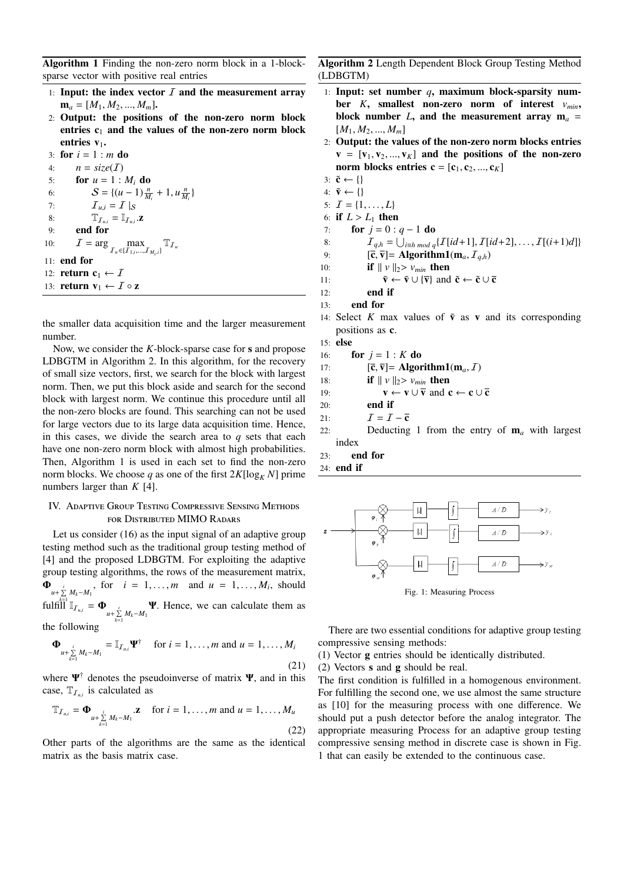**Algorithm 1** Finding the non-zero norm block in a 1-block-sparse vector with positive real entries

1: **Input: the index vector $\mathcal{I}$ and the measurement array $\mathbf{m}_a = [M_1, M_2, ..., M_m]$.**
2: **Output: the positions of the non-zero norm block entries $\mathbf{c}_1$ and the values of the non-zero norm block entries $\mathbf{v}_1$.**
3: **for** $i = 1 : m$ **do**
4: $\quad n = size(\mathcal{I})$
5: $\quad$ **for** $u = 1 : M_i$ **do**
6: $\quad\quad \mathcal{S} = \{(u-1)\frac{n}{M_i} + 1, u\frac{n}{M_i}\}$
7: $\quad\quad \mathcal{I}_{u,i} = \mathcal{I}\mid_{\mathcal{S}}$
8: $\quad\quad \mathbb{T}_{\mathcal{I}_{u,i}} = \mathbb{I}_{\mathcal{I}_{u,i}}.\mathbf{z}$
9: $\quad$ **end for**
10: $\quad \mathcal{I} = \arg \max_{\mathcal{I}_w \in \{\mathcal{I}_{1,i},...,\mathcal{I}_{M_i,i}\}} \mathbb{T}_{\mathcal{I}_w}$
11: **end for**
12: **return** $\mathbf{c}_1 \leftarrow \mathcal{I}$
13: **return** $\mathbf{v}_1 \leftarrow \mathcal{I} \circ \mathbf{z}$

the smaller data acquisition time and the larger measurement number.

Now, we consider the $K$-block-sparse case for $\mathbf{s}$ and propose LDBGTM in Algorithm 2. In this algorithm, for the recovery of small size vectors, first, we search for the block with largest norm. Then, we put this block aside and search for the second block with largest norm. We continue this procedure until all the non-zero blocks are found. This searching can not be used for large vectors due to its large data acquisition time. Hence, in this cases, we divide the search area to $q$ sets that each have one non-zero norm block with almost high probabilities. Then, Algorithm 1 is used in each set to find the non-zero norm blocks. We choose $q$ as one of the first $2K[\log_K N]$ prime numbers larger than $K$ [4].

## IV. Adaptive Group Testing Compressive Sensing Methods for Distributed MIMO Radars

Let us consider (16) as the input signal of an adaptive group testing method such as the traditional group testing method of [4] and the proposed LDBGTM. For exploiting the adaptive group testing algorithms, the rows of the measurement matrix, $\mathbf{\Phi}_{u+\sum_{k=1}^{i} M_k - M_1}$, for $i = 1, \ldots, m$ and $u = 1, \ldots, M_i$, should fulfill $\mathbb{I}_{\mathcal{I}_{u,i}} = \mathbf{\Phi}_{u+\sum_{k=1}^{i} M_k - M_1}\mathbf{\Psi}$. Hence, we can calculate them as the following

$$\mathbf{\Phi}_{u+\sum_{k=1}^{i} M_k - M_1} = \mathbb{I}_{\mathcal{I}_{u,i}}\mathbf{\Psi}^{\dagger} \quad \text{for } i = 1, \ldots, m \text{ and } u = 1, \ldots, M_i \tag{21}$$

where $\mathbf{\Psi}^{\dagger}$ denotes the pseudoinverse of matrix $\mathbf{\Psi}$, and in this case, $\mathbb{T}_{\mathcal{I}_{u,i}}$ is calculated as

$$\mathbb{T}_{\mathcal{I}_{u,i}} = \mathbf{\Phi}_{u+\sum_{k=1}^{i} M_k - M_1}.\mathbf{z} \quad \text{for } i = 1, \ldots, m \text{ and } u = 1, \ldots, M_u \tag{22}$$

Other parts of the algorithms are the same as the identical matrix as the basis matrix case.

**Algorithm 2** Length Dependent Block Group Testing Method (LDBGTM)

1: **Input: set number $q$, maximum block-sparsity number $K$, smallest non-zero norm of interest $v_{min}$, block number $L$, and the measurement array $\mathbf{m}_a = [M_1, M_2, ..., M_m]$**
2: **Output: the values of the non-zero norm blocks entries $\mathbf{v} = [\mathbf{v}_1, \mathbf{v}_2, ..., \mathbf{v}_K]$ and the positions of the non-zero norm blocks entries $\mathbf{c} = [\mathbf{c}_1, \mathbf{c}_2, ..., \mathbf{c}_K]$**
3: $\tilde{\mathbf{c}} \leftarrow \{\}$
4: $\tilde{\mathbf{v}} \leftarrow \{\}$
5: $\mathcal{I} = \{1, \ldots, L\}$
6: **if** $L > L_1$ **then**
7: $\quad$ **for** $j = 0 : q-1$ **do**
8: $\quad\quad \mathcal{I}_{q,h} = \bigcup_{i \equiv h \bmod q}\{\mathcal{I}[id+1], \mathcal{I}[id+2], \ldots, \mathcal{I}[(i+1)d]\}$
9: $\quad\quad [\overline{\mathbf{c}}, \overline{\mathbf{v}}]$= **Algorithm1**$(\mathbf{m}_a, \mathcal{I}_{q,h})$
10: $\quad\quad$ **if** $\parallel v \parallel_2 > v_{min}$ **then**
11: $\quad\quad\quad \tilde{\mathbf{v}} \leftarrow \tilde{\mathbf{v}} \cup \{\overline{\mathbf{v}}\}$ and $\tilde{\mathbf{c}} \leftarrow \tilde{\mathbf{c}} \cup \overline{\mathbf{c}}$
12: $\quad\quad$ **end if**
13: $\quad$ **end for**
14: Select $K$ max values of $\tilde{\mathbf{v}}$ as $\mathbf{v}$ and its corresponding positions as $\mathbf{c}$.
15: **else**
16: $\quad$ **for** $j = 1 : K$ **do**
17: $\quad\quad [\overline{\mathbf{c}}, \overline{\mathbf{v}}]$= **Algorithm1**$(\mathbf{m}_a, \mathcal{I})$
18: $\quad\quad$ **if** $\parallel v \parallel_2 > v_{min}$ **then**
19: $\quad\quad\quad \mathbf{v} \leftarrow \mathbf{v} \cup \overline{\mathbf{v}}$ and $\mathbf{c} \leftarrow \mathbf{c} \cup \overline{\mathbf{c}}$
20: $\quad\quad$ **end if**
21: $\quad\quad \mathcal{I} = \mathcal{I} - \overline{\mathbf{c}}$
22: $\quad\quad$ Deducting 1 from the entry of $\mathbf{m}_a$ with largest index
23: $\quad$ **end for**
24: **end if**

Fig. 1: Measuring Process

There are two essential conditions for adaptive group testing compressive sensing methods:
(1) Vector $\mathbf{g}$ entries should be identically distributed.
(2) Vectors $\mathbf{s}$ and $\mathbf{g}$ should be real.
The first condition is fulfilled in a homogenous environment. For fulfilling the second one, we use almost the same structure as [10] for the measuring process with one difference. We should put a push detector before the analog integrator. The appropriate measuring Process for an adaptive group testing compressive sensing method in discrete case is shown in Fig. 1 that can easily be extended to the continuous case.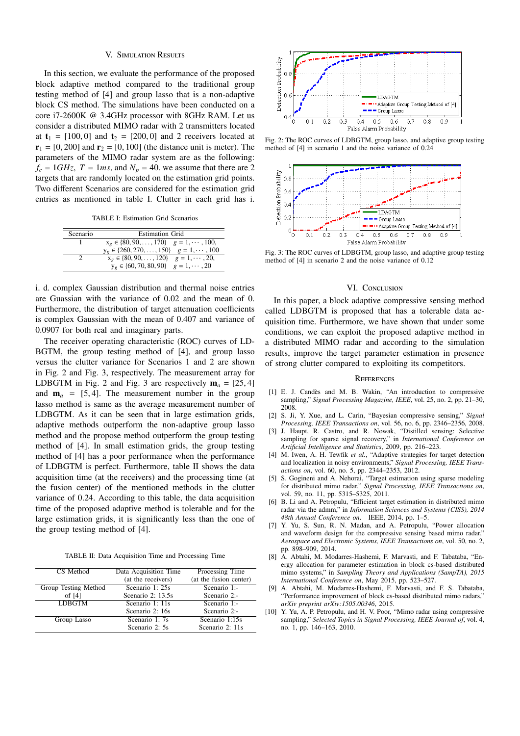## V. Simulation Results

In this section, we evaluate the performance of the proposed block adaptive method compared to the traditional group testing method of [4] and group lasso that is a non-adaptive block CS method. The simulations have been conducted on a core i7-2600K @ 3.4GHz processor with 8GHz RAM. Let us consider a distributed MIMO radar with 2 transmitters located at $\mathbf{t}_1 = [100, 0]$ and $\mathbf{t}_2 = [200, 0]$ and 2 receivers located at $\mathbf{r}_1 = [0, 200]$ and $\mathbf{r}_2 = [0, 100]$ (the distance unit is meter). The parameters of the MIMO radar system are as the following: $f_c = 1GHz$, $T = 1ms$, and $N_p = 40$. we assume that there are 2 targets that are randomly located on the estimation grid points. Two different Scenarios are considered for the estimation grid entries as mentioned in table I. Clutter in each grid has i.i. d. complex Gaussian distribution and thermal noise entries are Guassian with the variance of 0.02 and the mean of 0. Furthermore, the distribution of target attenuation coefficients is complex Gaussian with the mean of 0.407 and variance of 0.0907 for both real and imaginary parts.

TABLE I: Estimation Grid Scenarios

| Scenario | Estimation Grid |
|---|---|
| 1 | $x_g \in \{80, 90, \dots, 170\}$ $g = 1, \cdots, 100,$ |
| | $y_g \in \{260, 270, \dots, 150\}$ $g = 1, \cdots, 100$ |
| 2 | $x_g \in \{80, 90, \dots, 120\}$ $g = 1, \cdots, 20,$ |
| | $y_g \in \{60, 70, 80, 90\}$ $g = 1, \cdots, 20$ |

The receiver operating characteristic (ROC) curves of LDBGTM, the group testing method of [4], and group lasso versus the clutter variance for Scenarios 1 and 2 are shown in Fig. 2 and Fig. 3, respectively. The measurement array for LDBGTM in Fig. 2 and Fig. 3 are respectively $\mathbf{m}_a = [25, 4]$ and $\mathbf{m}_a = [5, 4]$. The measurement number in the group lasso method is same as the average measurement number of LDBGTM. As it can be seen that in large estimation grids, adaptive methods outperform the non-adaptive group lasso method and the propose method outperform the group testing method of [4]. In small estimation grids, the group testing method of [4] has a poor performance when the performance of LDBGTM is perfect. Furthermore, table II shows the data acquisition time (at the receivers) and the processing time (at the fusion center) of the mentioned methods in the clutter variance of 0.24. According to this table, the data acquisition time of the proposed adaptive method is tolerable and for the large estimation grids, it is significantly less than the one of the group testing method of [4].

TABLE II: Data Acquisition Time and Processing Time

| CS Method | Data Acquisition Time (at the receivers) | Processing Time (at the fusion center) |
|---|---|---|
| Group Testing Method of [4] | Scenario 1: 25s | Scenario 1:- |
| | Scenario 2: 13.5s | Scenario 2:- |
| LDBGTM | Scenario 1: 11s | Scenario 1:- |
| | Scenario 2: 16s | Scenario 2:- |
| Group Lasso | Scenario 1: 7s | Scenario 1:15s |
| | Scenario 2: 5s | Scenario 2: 11s |

Detection Probability
False Alarm Probability
LDAGTM
Adaptive Group Testing Method of [4]
Group Lasso

Fig. 2: The ROC curves of LDBGTM, group lasso, and adaptive group testing method of [4] in scenario 1 and the noise variance of 0.24

Detection Probability
False Alarm Probability
LDAGTM
Group Lasso
Adaptive Group Testing Method of [4]

Fig. 3: The ROC curves of LDBGTM, group lasso, and adaptive group testing method of [4] in scenario 2 and the noise variance of 0.12

## VI. Conclusion

In this paper, a block adaptive compressive sensing method called LDBGTM is proposed that has a tolerable data acquisition time. Furthermore, we have shown that under some conditions, we can exploit the proposed adaptive method in a distributed MIMO radar and according to the simulation results, improve the target parameter estimation in presence of strong clutter compared to exploiting its competitors.

## References

[1] E. J. Candès and M. B. Wakin, "An introduction to compressive sampling," *Signal Processing Magazine, IEEE*, vol. 25, no. 2, pp. 21–30, 2008.

[2] S. Ji, Y. Xue, and L. Carin, "Bayesian compressive sensing," *Signal Processing, IEEE Transactions on*, vol. 56, no. 6, pp. 2346–2356, 2008.

[3] J. Haupt, R. Castro, and R. Nowak, "Distilled sensing: Selective sampling for sparse signal recovery," in *International Conference on Artificial Intelligence and Statistics*, 2009, pp. 216–223.

[4] M. Iwen, A. H. Tewfik *et al.*, "Adaptive strategies for target detection and localization in noisy environments," *Signal Processing, IEEE Transactions on*, vol. 60, no. 5, pp. 2344–2353, 2012.

[5] S. Gogineni and A. Nehorai, "Target estimation using sparse modeling for distributed mimo radar," *Signal Processing, IEEE Transactions on*, vol. 59, no. 11, pp. 5315–5325, 2011.

[6] B. Li and A. Petropulu, "Efficient target estimation in distributed mimo radar via the admm," in *Information Sciences and Systems (CISS), 2014 48th Annual Conference on*. IEEE, 2014, pp. 1–5.

[7] Y. Yu, S. Sun, R. N. Madan, and A. Petropulu, "Power allocation and waveform design for the compressive sensing based mimo radar," *Aerospace and Electronic Systems, IEEE Transactions on*, vol. 50, no. 2, pp. 898–909, 2014.

[8] A. Abtahi, M. Modarres-Hashemi, F. Marvasti, and F. Tabataba, "Energy allocation for parameter estimation in block cs-based distributed mimo systems," in *Sampling Theory and Applications (SampTA), 2015 International Conference on*, May 2015, pp. 523–527.

[9] A. Abtahi, M. Modarres-Hashemi, F. Marvasti, and F. S. Tabataba, "Performance improvement of block cs-based distributed mimo radars," *arXiv preprint arXiv:1505.00346*, 2015.

[10] Y. Yu, A. P. Petropulu, and H. V. Poor, "Mimo radar using compressive sampling," *Selected Topics in Signal Processing, IEEE Journal of*, vol. 4, no. 1, pp. 146–163, 2010.